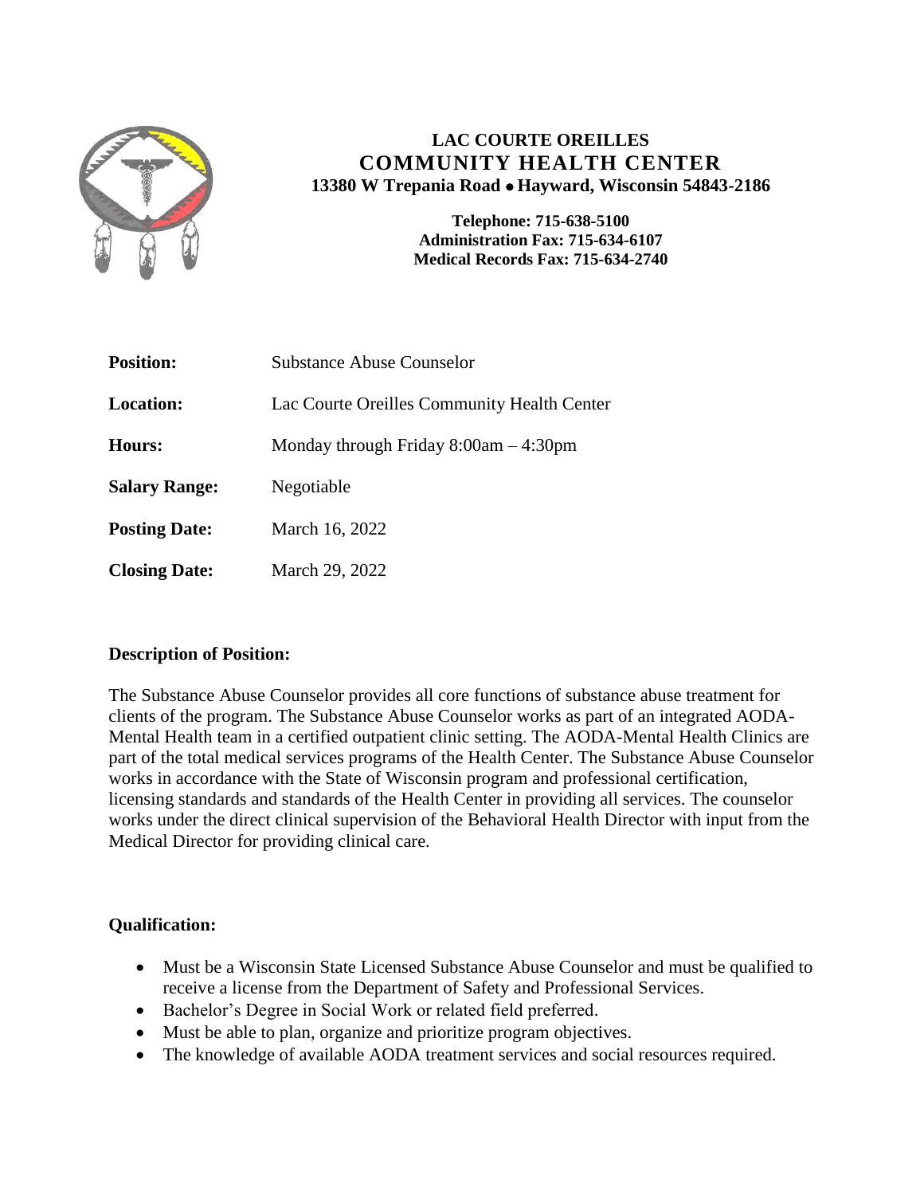# LAC COURTE OREILLES
## COMMUNITY HEALTH CENTER
**13380 W Trepania Road • Hayward, Wisconsin 54843-2186**

**Telephone: 715-638-5100**
**Administration Fax: 715-634-6107**
**Medical Records Fax: 715-634-2740**

| | |
|---|---|
| **Position:** | Substance Abuse Counselor |
| **Location:** | Lac Courte Oreilles Community Health Center |
| **Hours:** | Monday through Friday 8:00am – 4:30pm |
| **Salary Range:** | Negotiable |
| **Posting Date:** | March 16, 2022 |
| **Closing Date:** | March 29, 2022 |

**Description of Position:**

The Substance Abuse Counselor provides all core functions of substance abuse treatment for clients of the program. The Substance Abuse Counselor works as part of an integrated AODA-Mental Health team in a certified outpatient clinic setting. The AODA-Mental Health Clinics are part of the total medical services programs of the Health Center. The Substance Abuse Counselor works in accordance with the State of Wisconsin program and professional certification, licensing standards and standards of the Health Center in providing all services. The counselor works under the direct clinical supervision of the Behavioral Health Director with input from the Medical Director for providing clinical care.

**Qualification:**

- Must be a Wisconsin State Licensed Substance Abuse Counselor and must be qualified to receive a license from the Department of Safety and Professional Services.
- Bachelor's Degree in Social Work or related field preferred.
- Must be able to plan, organize and prioritize program objectives.
- The knowledge of available AODA treatment services and social resources required.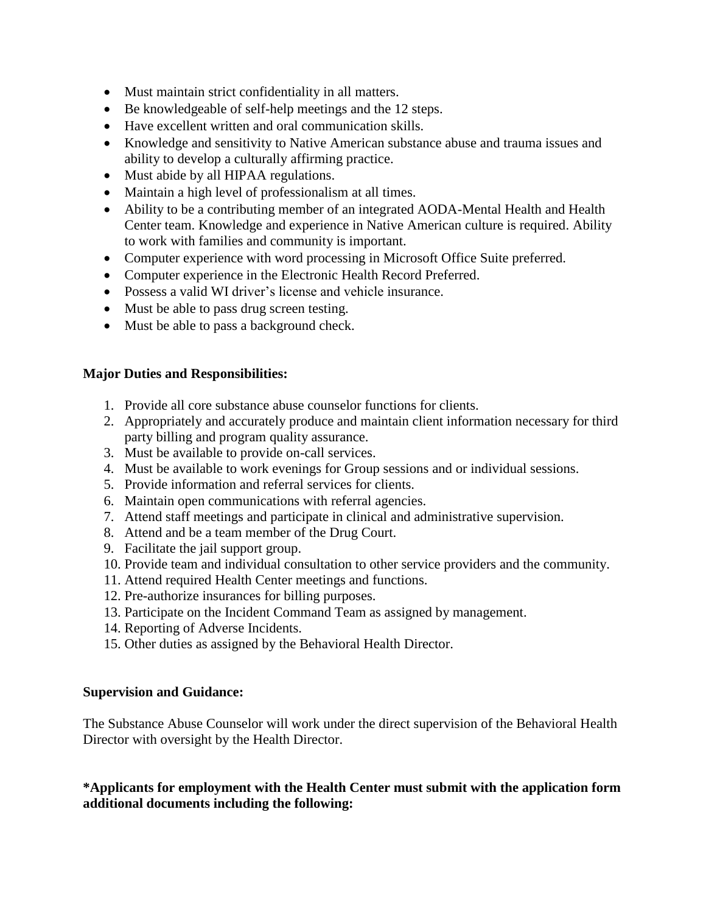- Must maintain strict confidentiality in all matters.
- Be knowledgeable of self-help meetings and the 12 steps.
- Have excellent written and oral communication skills.
- Knowledge and sensitivity to Native American substance abuse and trauma issues and ability to develop a culturally affirming practice.
- Must abide by all HIPAA regulations.
- Maintain a high level of professionalism at all times.
- Ability to be a contributing member of an integrated AODA-Mental Health and Health Center team. Knowledge and experience in Native American culture is required. Ability to work with families and community is important.
- Computer experience with word processing in Microsoft Office Suite preferred.
- Computer experience in the Electronic Health Record Preferred.
- Possess a valid WI driver's license and vehicle insurance.
- Must be able to pass drug screen testing.
- Must be able to pass a background check.

**Major Duties and Responsibilities:**

1. Provide all core substance abuse counselor functions for clients.
2. Appropriately and accurately produce and maintain client information necessary for third party billing and program quality assurance.
3. Must be available to provide on-call services.
4. Must be available to work evenings for Group sessions and or individual sessions.
5. Provide information and referral services for clients.
6. Maintain open communications with referral agencies.
7. Attend staff meetings and participate in clinical and administrative supervision.
8. Attend and be a team member of the Drug Court.
9. Facilitate the jail support group.
10. Provide team and individual consultation to other service providers and the community.
11. Attend required Health Center meetings and functions.
12. Pre-authorize insurances for billing purposes.
13. Participate on the Incident Command Team as assigned by management.
14. Reporting of Adverse Incidents.
15. Other duties as assigned by the Behavioral Health Director.

**Supervision and Guidance:**

The Substance Abuse Counselor will work under the direct supervision of the Behavioral Health Director with oversight by the Health Director.

**\*Applicants for employment with the Health Center must submit with the application form additional documents including the following:**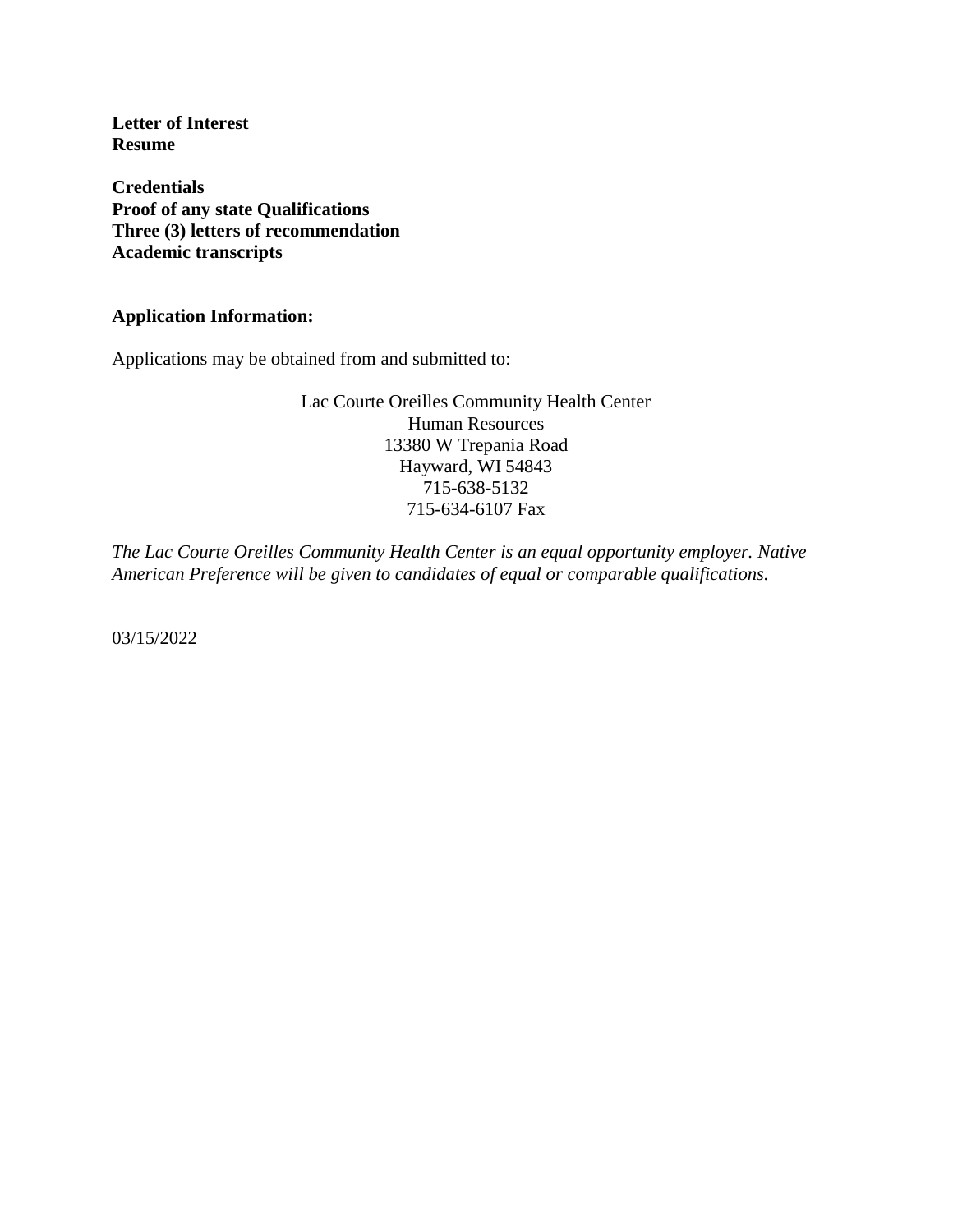**Letter of Interest**
**Resume**

**Credentials**
**Proof of any state Qualifications**
**Three (3) letters of recommendation**
**Academic transcripts**

**Application Information:**

Applications may be obtained from and submitted to:

Lac Courte Oreilles Community Health Center
Human Resources
13380 W Trepania Road
Hayward, WI 54843
715-638-5132
715-634-6107 Fax

*The Lac Courte Oreilles Community Health Center is an equal opportunity employer. Native American Preference will be given to candidates of equal or comparable qualifications.*

03/15/2022